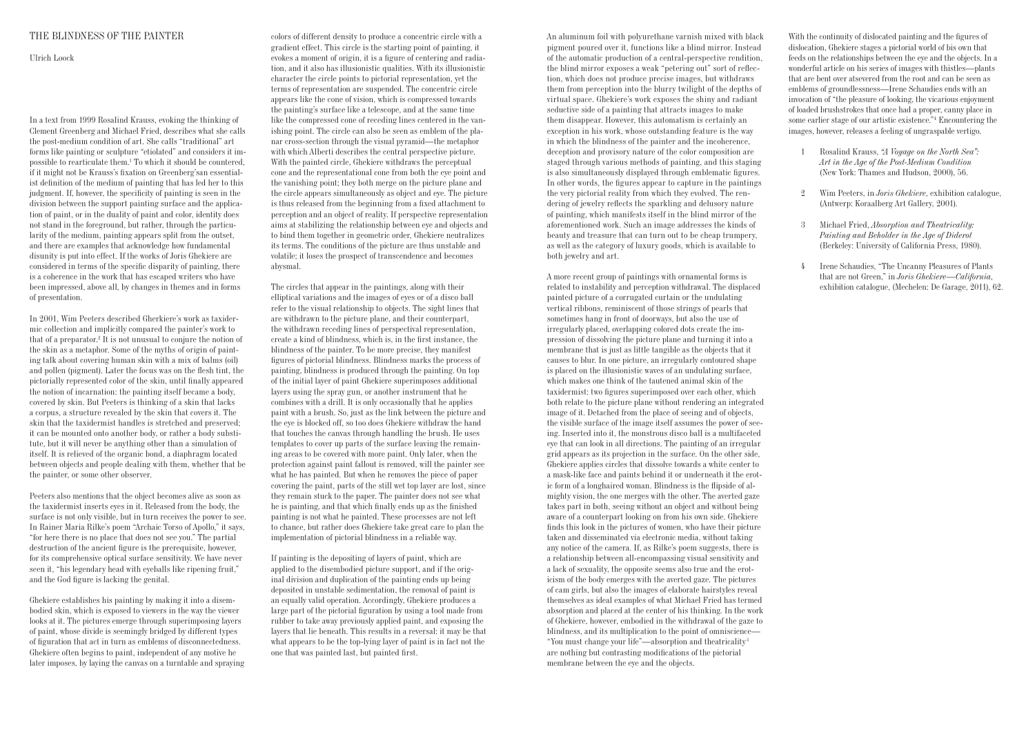# THE BLINDNESS OF THE PAINTER

Ulrich Loock

In a text from 1999 Rosalind Krauss, evoking the thinking of Clement Greenberg and Michael Fried, describes what she calls the post-medium condition of art. She calls "traditional" art forms like painting or sculpture "etiolated" and considers it impossible to rearticulate them.[1] To which it should be countered, if it might not be Krauss's fixation on Greenberg'san essentialist definition of the medium of painting that has led her to this judgment. If, however, the specificity of painting is seen in the division between the support painting surface and the application of paint, or in the duality of paint and color, identity does not stand in the foreground, but rather, through the particularity of the medium, painting appears split from the outset, and there are examples that acknowledge how fundamental disunity is put into effect. If the works of Joris Ghekiere are considered in terms of the specific disparity of painting, there is a coherence in the work that has escaped writers who have been impressed, above all, by changes in themes and in forms of presentation.

In 2001, Wim Peeters described Gherkiere's work as taxidermic collection and implicitly compared the painter's work to that of a preparator.[2] It is not unusual to conjure the notion of the skin as a metaphor. Some of the myths of origin of painting talk about covering human skin with a mix of balms (oil) and pollen (pigment). Later the focus was on the flesh tint, the pictorially represented color of the skin, until finally appeared the notion of incarnation: the painting itself became a body, covered by skin. But Peeters is thinking of a skin that lacks a corpus, a structure revealed by the skin that covers it. The skin that the taxidermist handles is stretched and preserved; it can be mounted onto another body, or rather a body substitute, but it will never be anything other than a simulation of itself. It is relieved of the organic bond, a diaphragm located between objects and people dealing with them, whether that be the painter, or some other observer.

Peeters also mentions that the object becomes alive as soon as the taxidermist inserts eyes in it. Released from the body, the surface is not only visible, but in turn receives the power to see. In Rainer Maria Rilke's poem "Archaic Torso of Apollo," it says, "for here there is no place that does not see you." The partial destruction of the ancient figure is the prerequisite, however, for its comprehensive optical surface sensitivity. We have never seen it, "his legendary head with eyeballs like ripening fruit," and the God figure is lacking the genital.

Ghekiere establishes his painting by making it into a disembodied skin, which is exposed to viewers in the way the viewer looks at it. The pictures emerge through superimposing layers of paint, whose divide is seemingly bridged by different types of figuration that act in turn as emblems of disconnectedness. Ghekiere often begins to paint, independent of any motive he later imposes, by laying the canvas on a turntable and spraying colors of different density to produce a concentric circle with a gradient effect. This circle is the starting point of painting, it evokes a moment of origin, it is a figure of centering and radiation, and it also has illusionistic qualities. With its illusionistic character the circle points to pictorial representation, yet the terms of representation are suspended. The concentric circle appears like the cone of vision, which is compressed towards the painting's surface like a telescope, and at the same time like the compressed cone of receding lines centered in the vanishing point. The circle can also be seen as emblem of the planar cross-section through the visual pyramid—the metaphor with which Alberti describes the central perspective picture. With the painted circle, Ghekiere withdraws the perceptual cone and the representational cone from both the eye point and the vanishing point; they both merge on the picture plane and the circle appears simultaneously as object and eye. The picture is thus released from the beginning from a fixed attachment to perception and an object of reality. If perspective representation aims at stabilizing the relationship between eye and objects and to bind them together in geometric order, Ghekiere neutralizes its terms. The conditions of the picture are thus unstable and volatile; it loses the prospect of transcendence and becomes abysmal.

The circles that appear in the paintings, along with their elliptical variations and the images of eyes or of a disco ball refer to the visual relationship to objects. The sight lines that are withdrawn to the picture plane, and their counterpart, the withdrawn receding lines of perspectival representation, create a kind of blindness, which is, in the first instance, the blindness of the painter. To be more precise, they manifest figures of pictorial blindness. Blindness marks the process of painting, blindness is produced through the painting. On top of the initial layer of paint Ghekiere superimposes additional layers using the spray gun, or another instrument that he combines with a drill. It is only occasionally that he applies paint with a brush. So, just as the link between the picture and the eye is blocked off, so too does Ghekiere withdraw the hand that touches the canvas through handling the brush. He uses templates to cover up parts of the surface leaving the remaining areas to be covered with more paint. Only later, when the protection against paint fallout is removed, will the painter see what he has painted. But when he removes the piece of paper covering the paint, parts of the still wet top layer are lost, since they remain stuck to the paper. The painter does not see what he is painting, and that which finally ends up as the finished painting is not what he painted. These processes are not left to chance, but rather does Ghekiere take great care to plan the implementation of pictorial blindness in a reliable way.

If painting is the depositing of layers of paint, which are applied to the disembodied picture support, and if the original division and duplication of the painting ends up being deposited in unstable sedimentation, the removal of paint is an equally valid operation. Accordingly, Ghekiere produces a large part of the pictorial figuration by using a tool made from rubber to take away previously applied paint, and exposing the layers that lie beneath. This results in a reversal: it may be that what appears to be the top-lying layer of paint is in fact not the one that was painted last, but painted first.

An aluminum foil with polyurethane varnish mixed with black pigment poured over it, functions like a blind mirror. Instead of the automatic production of a central-perspective rendition, the blind mirror exposes a weak "petering out" sort of reflection, which does not produce precise images, but withdraws them from perception into the blurry twilight of the depths of virtual space. Ghekiere's work exposes the shiny and radiant seductive side of a painting that attracts images to make them disappear. However, this automatism is certainly an exception in his work, whose outstanding feature is the way in which the blindness of the painter and the incoherence, deception and provisory nature of the color composition are staged through various methods of painting, and this staging is also simultaneously displayed through emblematic figures. In other words, the figures appear to capture in the paintings the very pictorial reality from which they evolved. The rendering of jewelry reflects the sparkling and delusory nature of painting, which manifests itself in the blind mirror of the aforementioned work. Such an image addresses the kinds of beauty and treasure that can turn out to be cheap trumpery, as well as the category of luxury goods, which is available to both jewelry and art.

A more recent group of paintings with ornamental forms is related to instability and perception withdrawal. The displaced painted picture of a corrugated curtain or the undulating vertical ribbons, reminiscent of those strings of pearls that sometimes hang in front of doorways, but also the use of irregularly placed, overlapping colored dots create the impression of dissolving the picture plane and turning it into a membrane that is just as little tangible as the objects that it causes to blur. In one picture, an irregularly contoured shape is placed on the illusionistic waves of an undulating surface, which makes one think of the tautened animal skin of the taxidermist: two figures superimposed over each other, which both relate to the picture plane without rendering an integrated image of it. Detached from the place of seeing and of objects, the visible surface of the image itself assumes the power of seeing. Inserted into it, the monstrous disco ball is a multifaceted eye that can look in all directions. The painting of an irregular grid appears as its projection in the surface. On the other side, Ghekiere applies circles that dissolve towards a white center to a mask-like face and paints behind it or underneath it the erotic form of a longhaired woman. Blindness is the flipside of almighty vision, the one merges with the other. The averted gaze takes part in both, seeing without an object and without being aware of a counterpart looking on from his own side. Ghekiere finds this look in the pictures of women, who have their picture taken and disseminated via electronic media, without taking any notice of the camera. If, as Rilke's poem suggests, there is a relationship between all-encompassing visual sensitivity and a lack of sexuality, the opposite seems also true and the eroticism of the body emerges with the averted gaze. The pictures of cam girls, but also the images of elaborate hairstyles reveal themselves as ideal examples of what Michael Fried has termed absorption and placed at the center of his thinking. In the work of Ghekiere, however, embodied in the withdrawal of the gaze to blindness, and its multiplication to the point of omniscience—"You must change your life"—absorption and theatricality[3] are nothing but contrasting modifications of the pictorial membrane between the eye and the objects.

With the continuity of dislocated painting and the figures of dislocation, Ghekiere stages a pictorial world of his own that feeds on the relationships between the eye and the objects. In a wonderful article on his series of images with thistles—plants that are bent over atsevered from the root and can be seen as emblems of groundlessness—Irene Schaudies ends with an invocation of "the pleasure of looking, the vicarious enjoyment of loaded brushstrokes that once had a proper, canny place in some earlier stage of our artistic existence."[4] Encountering the images, however, releases a feeling of ungraspable vertigo.

1. Rosalind Krauss, *"A Voyage on the North Sea": Art in the Age of the Post-Medium Condition* (New York: Thames and Hudson, 2000), 56.
2. Wim Peeters, in *Joris Ghekiere*, exhibition catalogue, (Antwerp: Koraalberg Art Gallery, 2001).
3. Michael Fried, *Absorption and Theatricality: Painting and Beholder in the Age of Diderot* (Berkeley: University of California Press, 1980).
4. Irene Schaudies, "The Uncanny Pleasures of Plants that are not Green," in *Joris Ghekiere—California*, exhibition catalogue, (Mechelen: De Garage, 2011), 62.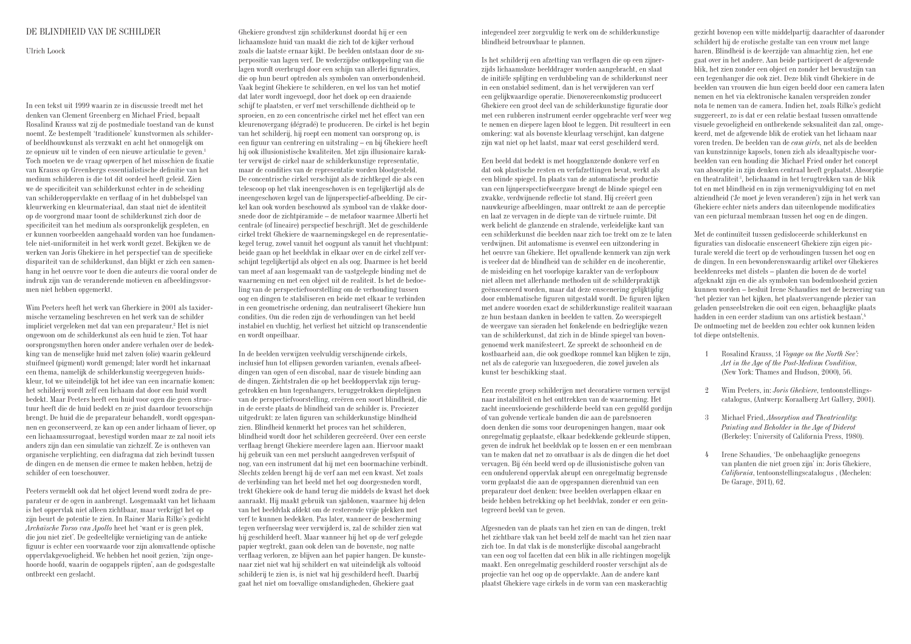# DE BLINDHEID VAN DE SCHILDER

Ulrich Loock

In een tekst uit 1999 waarin ze in discussie treedt met het denken van Clement Greenberg en Michael Fried, bepaalt Rosalind Krauss wat zij de postmediale toestand van de kunst noemt. Ze bestempelt 'traditionele' kunstvormen als schilder- of beeldhouwkunst als verzwakt en acht het onmogelijk om ze opnieuw uit te vinden of een nieuwe articulatie te geven.[1] Toch moeten we de vraag opwerpen of het misschien de fixatie van Krauss op Greenbergs essentialistische definitie van het medium schilderen is die tot dit oordeel heeft geleid. Zien we de specificiteit van schilderkunst echter in de scheiding van schilderoppervlakte en verflaag of in het dubbelspel van kleurwerking en kleurmateriaal, dan staat niet de identiteit op de voorgrond maar toont de schilderkunst zich door de specificiteit van het medium als oorspronkelijk gespleten, en er kunnen voorbeelden aangehaald worden van hoe fundamentele niet-uniformiteit in het werk wordt gezet. Bekijken we de werken van Joris Ghekiere in het perspectief van de specifieke disipariteit van schilderkunst, dan blijkt er zich een samenhang in het oeuvre voor te doen die auteurs die vooral onder de indruk zijn van de veranderende motieven en afbeeldingsvormen niet hebben opgemerkt.

Wim Peeters heeft het werk van Gherkiere in 2001 als taxidermische verzameling beschreven en het werk van de schilder impliciet vergeleken met dat van een preparateur.[2] Het is niet ongewoon om de schilderkunst als een huid te zien. Tot haar oorsprongsmythen horen onder andere verhalen over de bedekking van de menselijke huid met zalven (olie) waarin gekleurd stuifmeel (pigment) wordt gemengd; later wordt het inkarnaat een thema, namelijk de schilderkunstig weergegeven huidskleur, tot we uiteindelijk tot het idee van een incarnatie komen: het schilderij wordt zelf een lichaam dat door een huid wordt bedekt. Maar Peeters heeft een huid voor ogen die geen structuur heeft die de huid bedekt en ze juist daardoor tevoorschijn brengt. De huid die de preparateur behandelt, wordt opgespannen en geconserveerd, ze kan op een ander lichaam of liever, op een lichaamssurrogaat, bevestigd worden maar ze zal nooit iets anders zijn dan een simulatie van zichzelf. Ze is ontheven van organische verplichting, een diafragma dat zich bevindt tussen de dingen en de mensen die ermee te maken hebben, hetzij de schilder of een toeschouwer.

Peeters vermeldt ook dat het object levend wordt zodra de preparateur er de ogen in aanbrengt. Losgemaakt van het lichaam is het oppervlak niet alleen zichtbaar, maar verkrijgt het op zijn beurt de potentie te zien. In Rainer Maria Rilke's gedicht *Archaïsche Torso van Apollo* heet het 'want er is geen plek, die jou niet ziet'. De gedeeltelijke vernietiging van de antieke figuur is echter een voorwaarde voor zijn alomvattende optische oppervlakgevoeligheid. We hebben het nooit gezien, 'zijn ongehoorde hoofd, waarin de oogappels rijpten', aan de godsgestalte ontbreekt een geslacht.

Ghekiere grondvest zijn schilderkunst doordat hij er een lichaamsloze huid van maakt die zich tot de kijker verhoud zoals die laatste ernaar kijkt. De beelden ontstaan door de superpositie van lagen verf. De wederzijdse ontkoppeling van die lagen wordt overbrugd door een schijn van allerlei figuraties, die op hun beurt optreden als symbolen van onverbondenheid. Vaak begint Ghekiere te schilderen, en wel los van het motief dat later wordt ingevoegd, door het doek op een draaiende schijf te plaatsten, er verf met verschillende dichtheid op te sproeien, en zo een concentrische cirkel met het effect van een kleurenovergang (dégradé) te produceren. De cirkel is het begin van het schilderij, hij roept een moment van oorsprong op, is een figuur van centrering en uitstraling – en bij Ghekiere heeft hij ook illusionistische kwaliteiten. Met zijn illusionaire karakter verwijst de cirkel naar de schilderkunstige representatie, maar de condities van de representatie worden blootgesteld. De concentrische cirkel verschijnt als de zichtkegel die als een telescoop op het vlak ineengeschoven is en tegelijkertijd als de ineengeschoven kegel van de lijnperspectief-afbeelding. De cirkel kan ook worden beschouwd als symbool van de vlakke doorsnede door de zichtpiramide – de metafoor waarmee Alberti het centrale (of lineaire) perspectief beschrijft. Met de geschilderde cirkel trekt Ghekiere de waarnemingskegel en de representatiekegel terug, zowel vanuit het oogpunt als vanuit het vluchtpunt: beide gaan op het beeldvlak in elkaar over en de cirkel zelf verschijnt tegelijkertijd als object en als oog. Daarmee is het beeld van meet af aan losgemaakt van de vastgelegde binding met de waarneming en met een object uit de realiteit. Is het de bedoeling van de perspectiefvoorstelling om de verhouding tussen oog en dingen te stabiliseren en beide met elkaar te verbinden in een geometrische ordening, dan neutraliseert Ghekiere hun condities. Om die reden zijn de verhoudingen van het beeld instabiel en vluchtig, het verliest het uitzicht op transcendentie en wordt onpeilbaar.

In de beelden verwijzen veelvuldig verschijnende cirkels, inclusief hun tot ellipsen geworden varianten, evenals afbeeldingen van ogen of een discobal, naar de visuele binding aan de dingen. Zichtstralen die op het beeldoppervlak zijn teruggetrokken en hun tegenhangers, teruggetrokken dieptelijnen van de perspectiefvoorstelling, creëren een soort blindheid, die in de eerste plaats de blindheid van de schilder is. Preciezer uitgedrukt: ze laten figuren van schilderkunstige blindheid zien. Blindheid kenmerkt het proces van het schilderen, blindheid wordt door het schilderen gecreëerd. Over een eerste verflaag brengt Ghekiere meerdere lagen aan. Hiervoor maakt hij gebruik van een met perslucht aangedreven verfspuit of nog, van een instrument dat hij met een boormachine verbindt. Slechts zelden brengt hij de verf aan met een kwast. Net zoals de verbinding van het beeld met het oog doorgesneden wordt, trekt Ghekiere ook de hand terug die middels de kwast het doek aanraakt. Hij maakt gebruik van sjablonen, waarmee hij delen van het beeldvlak afdekt om de resterende vrije plekken met verf te kunnen bedekken. Pas later, wanneer de bescherming tegen verfneerslag weer verwijderd is, zal de schilder zien wat hij geschilderd heeft. Maar wanneer hij het op de verf gelegde papier wegtrekt, gaan ook delen van de bovenste, nog natte verflaag verloren, ze blijven aan het papier hangen. De kunstenaar ziet niet wat hij schildert en wat uiteindelijk als voltooid schilderij te zien is, is niet wat hij geschilderd heeft. Daarbij gaat het niet om toevallige omstandigheden, Ghekiere gaat integendeel zeer zorgvuldig te werk om de schilderkunstige blindheid betrouwbaar te plannen.

Is het schilderij een afzetting van verflagen die op een zijnerzijds lichaamsloze beelddrager worden aangebracht, en slaat de initiële splijting en verdubbeling van de schilderkunst neer in een onstabiel sediment, dan is het verwijderen van verf een gelijkwaardige operatie. Dienovereenkomstig produceert Ghekiere een groot deel van de schilderkunstige figuratie door met een rubberen instrument eerder opgebrachte verf weer weg te nemen en diepere lagen bloot te leggen. Dit resulteert in een omkering: wat als bovenste kleurlaag verschijnt, kan datgene zijn wat niet op het laatst, maar wat eerst geschilderd werd.

Een beeld dat bedekt is met hoogglanzende donkere verf en dat ook plastische resten en verfafzettingen bevat, werkt als een blinde spiegel. In plaats van de automatische productie van een lijnperspectiefweergave brengt de blinde spiegel een zwakke, verdwijnende reflectie tot stand. Hij creëert geen nauwkeurige afbeeldingen, maar onttrekt ze aan de perceptie en laat ze vervagen in de diepte van de virtuele ruimte. Dit werk belicht de glanzende en stralende, verleidelijke kant van een schilderkunst die beelden naar zich toe trekt om ze te laten verdwijnen. Dit automatisme is evenwel een uitzondering in het oeuvre van Ghekiere. Het opvallende kenmerk van zijn werk is veeleer dat de blindheid van de schilder en de incoherentie, de misleiding en het voorlopige karakter van de verfopbouw niet alleen met allerhande methoden uit de schilderpraktijk geënsceneerd worden, maar dat deze enscenering gelijktijdig door emblematische figuren uitgestald wordt. De figuren lijken met andere woorden exact de schilderkunstige realiteit waaraan ze hun bestaan danken in beelden te vatten. Zo weerspiegelt de weergave van sieraden het fonkelende en bedrieglijke wezen van de schilderkunst, dat zich in de blinde spiegel van bovengenoemd werk manifesteert. Ze spreekt de schoonheid en de kostbaarheid aan, die ook goedkope rommel kan blijken te zijn, net als de categorie van luxegoederen, die zowel juwelen als kunst ter beschikking staat.

Een recente groep schilderijen met decoratieve vormen verwijst naar instabiliteit en het onttrekken van de waarneming. Het zacht ineenvloeiende geschilderde beeld van een gegolfd gordijn of van golvende verticale banden die aan de parelsnoeren doen denken die soms voor deuropeningen hangen, maar ook onregelmatig geplaatste, elkaar bedekkende gekleurde stippen, geven de indruk het beeldvlak op te lossen en er een membraan van te maken dat net zo onvatbaar is als de dingen die het doet vervagen. Bij één beeld werd op de illusionistische golven van een ondulerend oppervlak abrupt een onregelmatig begrensde vorm geplaatst die aan de opgespannen dierenhuid van een preparateur doet denken: twee beelden overlappen elkaar en beide hebben betrekking op het beeldvlak, zonder er een geïntegreerd beeld van te geven.

Afgesneden van de plaats van het zien en van de dingen, trekt het zichtbare vlak van het beeld zelf de macht van het zien naar zich toe. In dat vlak is de monsterlijke discobal aangebracht van een oog vol facetten dat een blik in alle richtingen mogelijk maakt. Een onregelmatig geschilderd rooster verschijnt als de projectie van het oog op de oppervlakte. Aan de andere kant plaatst Ghekiere vage cirkels in de vorm van een maskerachtig gezicht bovenop een witte middelpartij; daarachter of daaronder schildert hij de erotische gestalte van een vrouw met lange haren. Blindheid is de keerzijde van almachtig zien, het ene gaat over in het andere. Aan beide participeert de afgewende blik, het zien zonder een object en zonder het bewustzijn van een tegenhanger die ook ziet. Deze blik vindt Ghekiere in de beelden van vrouwen die hun eigen beeld door een camera laten nemen en het via elektronische kanalen verspreiden zonder nota te nemen van de camera. Indien het, zoals Rilke's gedicht suggereert, zo is dat er een relatie bestaat tussen omvattende visuele gevoeligheid en ontbrekende seksualiteit dan zal, omgekeerd, met de afgewende blik de erotiek van het lichaam naar voren treden. De beelden van de *cam girls*, net als de beelden van kunstzinnige kapsels, tonen zich als ideaaltypische voorbeelden van een houding die Michael Fried onder het concept van absorptie in zijn denken centraal heeft geplaatst. Absorptie en theatraliteit[3], belichaamd in het terugtrekken van de blik tot en met blindheid en in zijn vermenigvuldiging tot en met alziendheid ('Je moet je leven veranderen') zijn in het werk van Ghekiere echter niets anders dan uiteenlopende modificaties van een picturaal membraan tussen het oog en de dingen.

Met de continuïteit tussen gedisloceerde schilderkunst en figuraties van dislocatie ensceneert Ghekiere zijn eigen picturale wereld die teert op de verhoudingen tussen het oog en de dingen. In een bewonderenswaardig artikel over Ghekieres beeldenreeks met distels – planten die boven de de wortel afgeknakt zijn en die als symbolen van bodemloosheid gezien kunnen worden – besluit Irene Schaudies met de bezwering van 'het plezier van het kijken, het plaatsvervangende plezier van geladen penseelstreken die ooit een eigen, behaaglijke plaats hadden in een eerder stadium van ons artistiek bestaan'.[4] De ontmoeting met de beelden zou echter ook kunnen leiden tot diepe ontsteltenis.

1. Rosalind Krauss, *'A Voyage on the North See': Art in the Age of the Post-Medium Condition*, (New York: Thames and Hudson, 2000), 56.
2. Wim Peeters, in: *Joris Ghekiere*, tentoonstellingscatalogus, (Antwerp: Koraalberg Art Gallery, 2001).
3. Michael Fried, *Absorption and Theatricality: Painting and Beholder in the Age of Diderot* (Berkeley: University of California Press, 1980).
4. Irene Schaudies, 'De onbehaaglijke genoegens van planten die niet groen zijn' in: Joris Ghekiere, *California*, tentoonstellingscatalogus , (Mechelen: De Garage, 2011), 62.